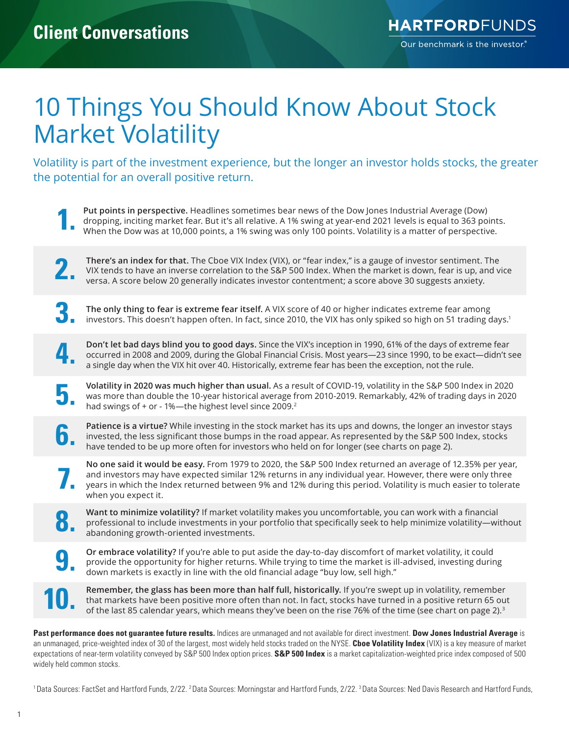Client Conversations

HARTFORDFUNDS
Our benchmark is the investor.®

# 10 Things You Should Know About Stock Market Volatility

Volatility is part of the investment experience, but the longer an investor holds stocks, the greater the potential for an overall positive return.

**1.** **Put points in perspective.** Headlines sometimes bear news of the Dow Jones Industrial Average (Dow) dropping, inciting market fear. But it's all relative. A 1% swing at year-end 2021 levels is equal to 363 points. When the Dow was at 10,000 points, a 1% swing was only 100 points. Volatility is a matter of perspective.

**2.** **There's an index for that.** The Cboe VIX Index (VIX), or "fear index," is a gauge of investor sentiment. The VIX tends to have an inverse correlation to the S&P 500 Index. When the market is down, fear is up, and vice versa. A score below 20 generally indicates investor contentment; a score above 30 suggests anxiety.

**3.** **The only thing to fear is extreme fear itself.** A VIX score of 40 or higher indicates extreme fear among investors. This doesn't happen often. In fact, since 2010, the VIX has only spiked so high on 51 trading days.[1]

**4.** **Don't let bad days blind you to good days.** Since the VIX's inception in 1990, 61% of the days of extreme fear occurred in 2008 and 2009, during the Global Financial Crisis. Most years—23 since 1990, to be exact—didn't see a single day when the VIX hit over 40. Historically, extreme fear has been the exception, not the rule.

**5.** **Volatility in 2020 was much higher than usual.** As a result of COVID-19, volatility in the S&P 500 Index in 2020 was more than double the 10-year historical average from 2010-2019. Remarkably, 42% of trading days in 2020 had swings of + or - 1%—the highest level since 2009.[2]

**6.** **Patience is a virtue?** While investing in the stock market has its ups and downs, the longer an investor stays invested, the less significant those bumps in the road appear. As represented by the S&P 500 Index, stocks have tended to be up more often for investors who held on for longer (see charts on page 2).

**7.** **No one said it would be easy.** From 1979 to 2020, the S&P 500 Index returned an average of 12.35% per year, and investors may have expected similar 12% returns in any individual year. However, there were only three years in which the Index returned between 9% and 12% during this period. Volatility is much easier to tolerate when you expect it.

**8.** **Want to minimize volatility?** If market volatility makes you uncomfortable, you can work with a financial professional to include investments in your portfolio that specifically seek to help minimize volatility—without abandoning growth-oriented investments.

**9.** **Or embrace volatility?** If you're able to put aside the day-to-day discomfort of market volatility, it could provide the opportunity for higher returns. While trying to time the market is ill-advised, investing during down markets is exactly in line with the old financial adage "buy low, sell high."

**10.** **Remember, the glass has been more than half full, historically.** If you're swept up in volatility, remember that markets have been positive more often than not. In fact, stocks have turned in a positive return 65 out of the last 85 calendar years, which means they've been on the rise 76% of the time (see chart on page 2).[3]

**Past performance does not guarantee future results.** Indices are unmanaged and not available for direct investment. **Dow Jones Industrial Average** is an unmanaged, price-weighted index of 30 of the largest, most widely held stocks traded on the NYSE. **Cboe Volatility Index** (VIX) is a key measure of market expectations of near-term volatility conveyed by S&P 500 Index option prices. **S&P 500 Index** is a market capitalization-weighted price index composed of 500 widely held common stocks.

[1] Data Sources: FactSet and Hartford Funds, 2/22. [2] Data Sources: Morningstar and Hartford Funds, 2/22. [3] Data Sources: Ned Davis Research and Hartford Funds,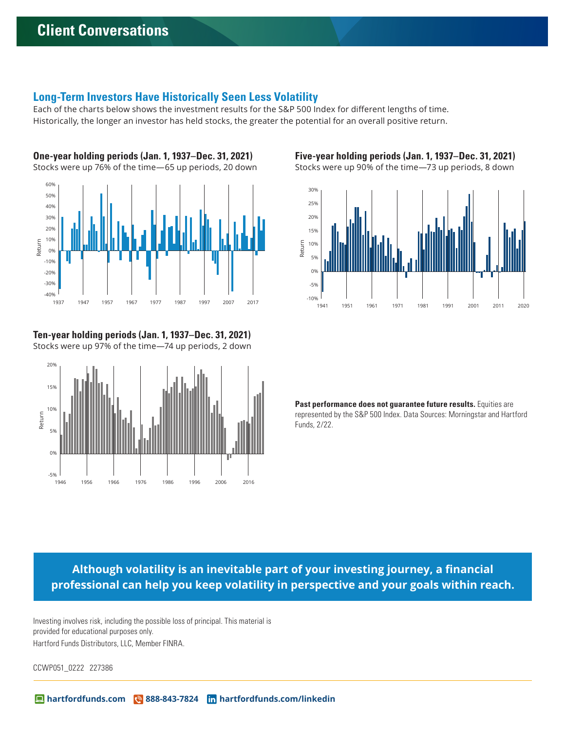## Long-Term Investors Have Historically Seen Less Volatility

Each of the charts below shows the investment results for the S&P 500 Index for different lengths of time. Historically, the longer an investor has held stocks, the greater the potential for an overall positive return.

### One-year holding periods (Jan. 1, 1937–Dec. 31, 2021)

Stocks were up 76% of the time—65 up periods, 20 down

60%
50%
40%
30%
20%
10%
0%
-10%
-20%
-30%
-40%
Return
1937 1947 1957 1967 1977 1987 1997 2007 2017

### Five-year holding periods (Jan. 1, 1937–Dec. 31, 2021)

Stocks were up 90% of the time—73 up periods, 8 down

30%
25%
20%
15%
10%
5%
0%
-5%
-10%
Return
1941 1951 1961 1971 1981 1991 2001 2011 2020

### Ten-year holding periods (Jan. 1, 1937–Dec. 31, 2021)

Stocks were up 97% of the time—74 up periods, 2 down

20%
15%
10%
5%
0%
-5%
Return
1946 1956 1966 1976 1986 1996 2006 2016

**Past performance does not guarantee future results.** Equities are represented by the S&P 500 Index. Data Sources: Morningstar and Hartford Funds, 2/22.

**Although volatility is an inevitable part of your investing journey, a financial professional can help you keep volatility in perspective and your goals within reach.**

Investing involves risk, including the possible loss of principal. This material is provided for educational purposes only.

Hartford Funds Distributors, LLC, Member FINRA.

CCWP051_0222 227386

hartfordfunds.com 888-843-7824 hartfordfunds.com/linkedin